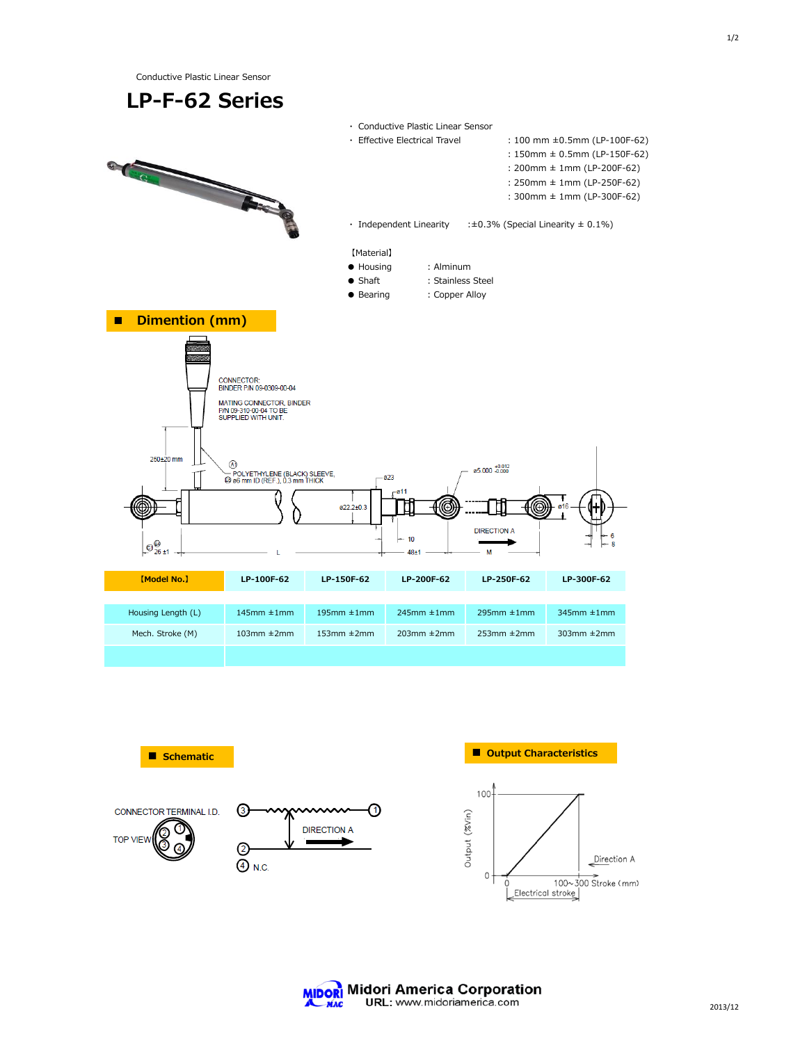Conductive Plastic Linear Sensor

# LP-F-62 Series

- Conductive Plastic Linear Sensor
- Effective Electrical Travel
  - : 100 mm ±0.5mm (LP-100F-62)
  - : 150mm ± 0.5mm (LP-150F-62)
  - : 200mm ± 1mm (LP-200F-62)
  - : 250mm ± 1mm (LP-250F-62)
  - : 300mm ± 1mm (LP-300F-62)
- Independent Linearity : ±0.3% (Special Linearity ± 0.1%)

【Material】

- Housing : Alminum
- Shaft : Stainless Steel
- Bearing : Copper Alloy

## Dimention (mm)

CONNECTOR: BINDER P/N 09-0309-00-04

MATING CONNECTOR, BINDER P/N 09-310-00-04 TO BE SUPPLIED WITH UNIT.

250±20 mm

POLYETHYLENE (BLACK) SLEEVE, ø6 mm ID (REF.), 0.3 mm THICK

ø23, ø11, ø22.2±0.3, ø5.000 $^{+0.012}_{-0.000}$, ø16

26 ±1, L, 10, 48±1, M, 6, 8

DIRECTION A

| 【Model No.】 | LP-100F-62 | LP-150F-62 | LP-200F-62 | LP-250F-62 | LP-300F-62 |
|---|---|---|---|---|---|
| Housing Length (L) | 145mm ±1mm | 195mm ±1mm | 245mm ±1mm | 295mm ±1mm | 345mm ±1mm |
| Mech. Stroke (M) | 103mm ±2mm | 153mm ±2mm | 203mm ±2mm | 253mm ±2mm | 303mm ±2mm |
| | | | | | |

## Schematic

CONNECTOR TERMINAL I.D.

TOP VIEW

DIRECTION A

4 N.C.

## Output Characteristics

Output (%Vin)

100

0

Direction A

100～300 Stroke (mm)

Electrical stroke

Midori America Corporation

URL: www.midoriamerica.com

2013/12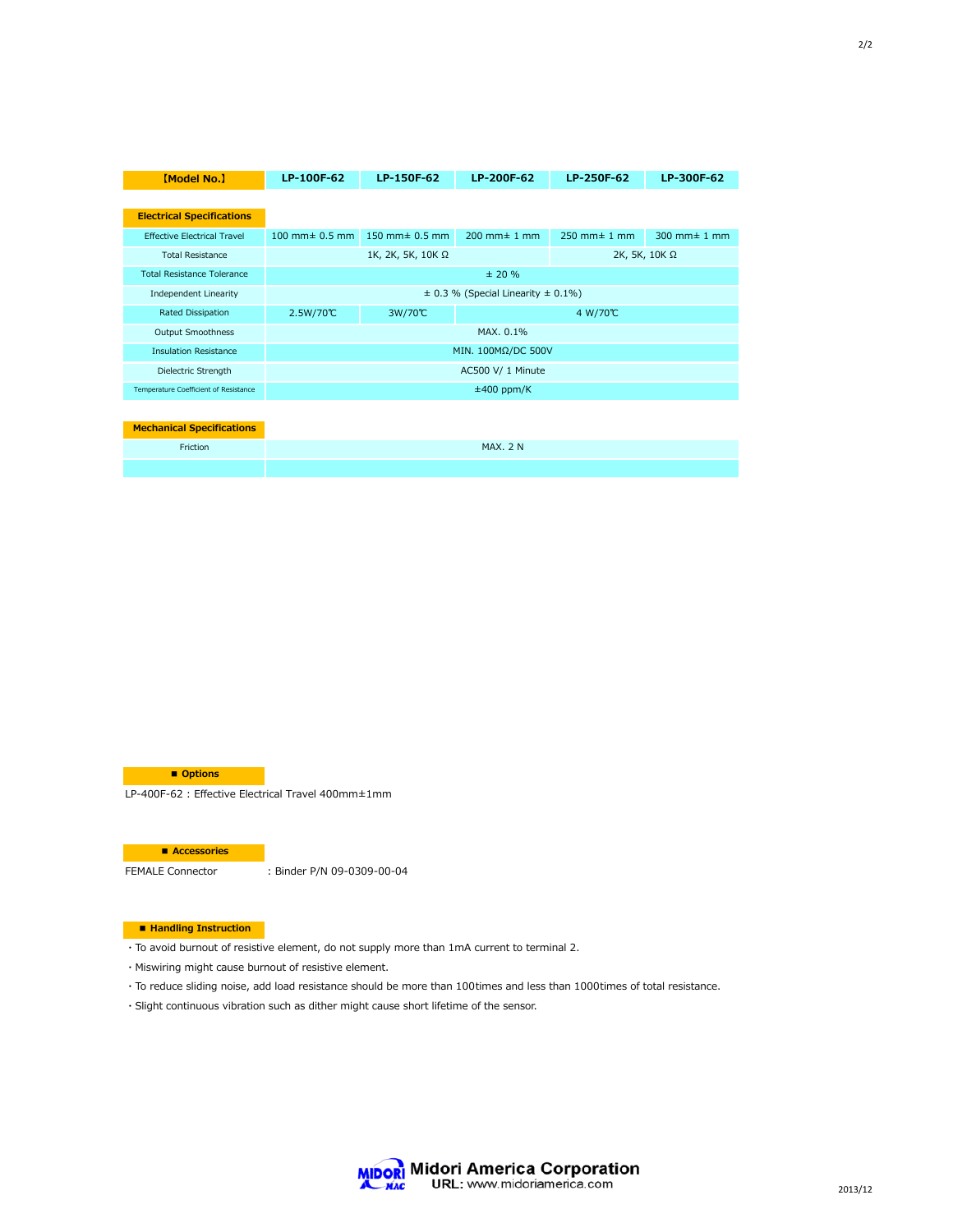| 【Model No.】 | LP-100F-62 | LP-150F-62 | LP-200F-62 | LP-250F-62 | LP-300F-62 |
|---|---|---|---|---|---|
| **Electrical Specifications** | | | | | |
| Effective Electrical Travel | 100 mm± 0.5 mm | 150 mm± 0.5 mm | 200 mm± 1 mm | 250 mm± 1 mm | 300 mm± 1 mm |
| Total Resistance | 1K, 2K, 5K, 10K Ω | | | 2K, 5K, 10K Ω | |
| Total Resistance Tolerance | ± 20 % | | | | |
| Independent Linearity | ± 0.3 % (Special Linearity ± 0.1%) | | | | |
| Rated Dissipation | 2.5W/70℃ | 3W/70℃ | 4 W/70℃ | | |
| Output Smoothness | MAX. 0.1% | | | | |
| Insulation Resistance | MIN. 100MΩ/DC 500V | | | | |
| Dielectric Strength | AC500 V/ 1 Minute | | | | |
| Temperature Coefficient of Resistance | ±400 ppm/K | | | | |
| **Mechanical Specifications** | | | | | |
| Friction | MAX. 2 N | | | | |

### ■ Options

LP-400F-62 : Effective Electrical Travel 400mm±1mm

### ■ Accessories

FEMALE Connector : Binder P/N 09-0309-00-04

### ■ Handling Instruction

・To avoid burnout of resistive element, do not supply more than 1mA current to terminal 2.

・Miswiring might cause burnout of resistive element.

・To reduce sliding noise, add load resistance should be more than 100times and less than 1000times of total resistance.

・Slight continuous vibration such as dither might cause short lifetime of the sensor.

Midori America Corporation
URL: www.midoriamerica.com

2013/12